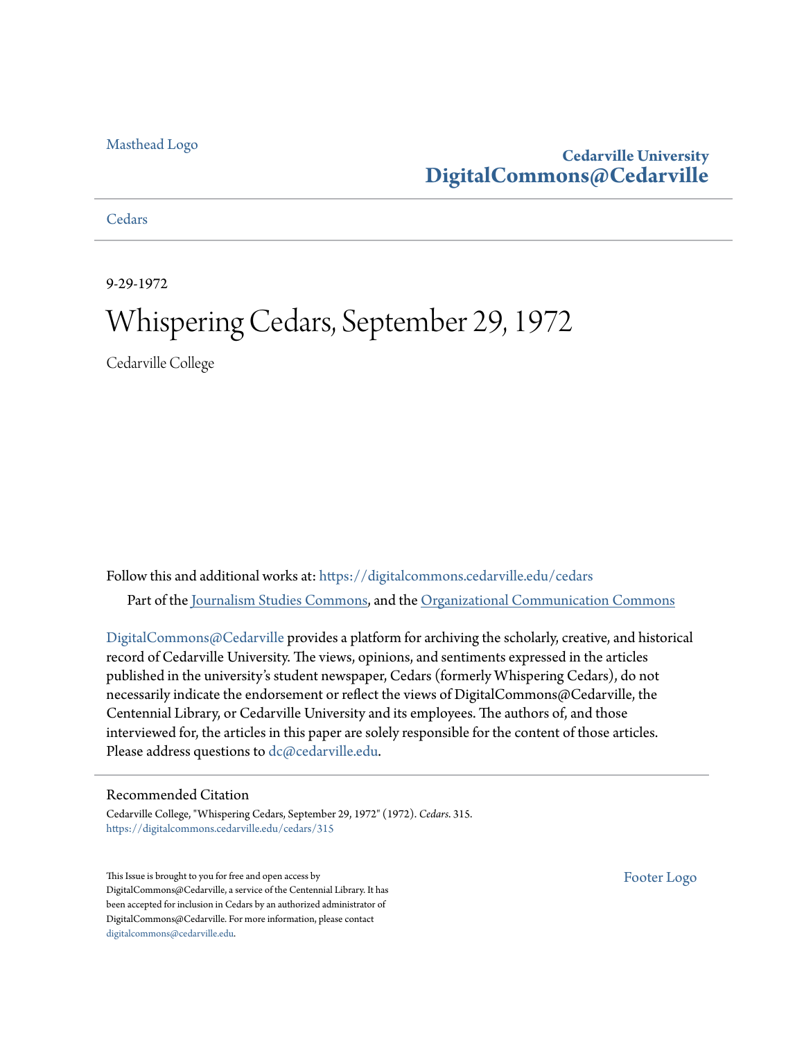Masthead Logo

**Cedarville University**
**DigitalCommons@Cedarville**

Cedars

9-29-1972

# Whispering Cedars, September 29, 1972

Cedarville College

Follow this and additional works at: https://digitalcommons.cedarville.edu/cedars

Part of the Journalism Studies Commons, and the Organizational Communication Commons

DigitalCommons@Cedarville provides a platform for archiving the scholarly, creative, and historical record of Cedarville University. The views, opinions, and sentiments expressed in the articles published in the university's student newspaper, Cedars (formerly Whispering Cedars), do not necessarily indicate the endorsement or reflect the views of DigitalCommons@Cedarville, the Centennial Library, or Cedarville University and its employees. The authors of, and those interviewed for, the articles in this paper are solely responsible for the content of those articles. Please address questions to dc@cedarville.edu.

## Recommended Citation

Cedarville College, "Whispering Cedars, September 29, 1972" (1972). *Cedars*. 315.
https://digitalcommons.cedarville.edu/cedars/315

This Issue is brought to you for free and open access by DigitalCommons@Cedarville, a service of the Centennial Library. It has been accepted for inclusion in Cedars by an authorized administrator of DigitalCommons@Cedarville. For more information, please contact digitalcommons@cedarville.edu.

Footer Logo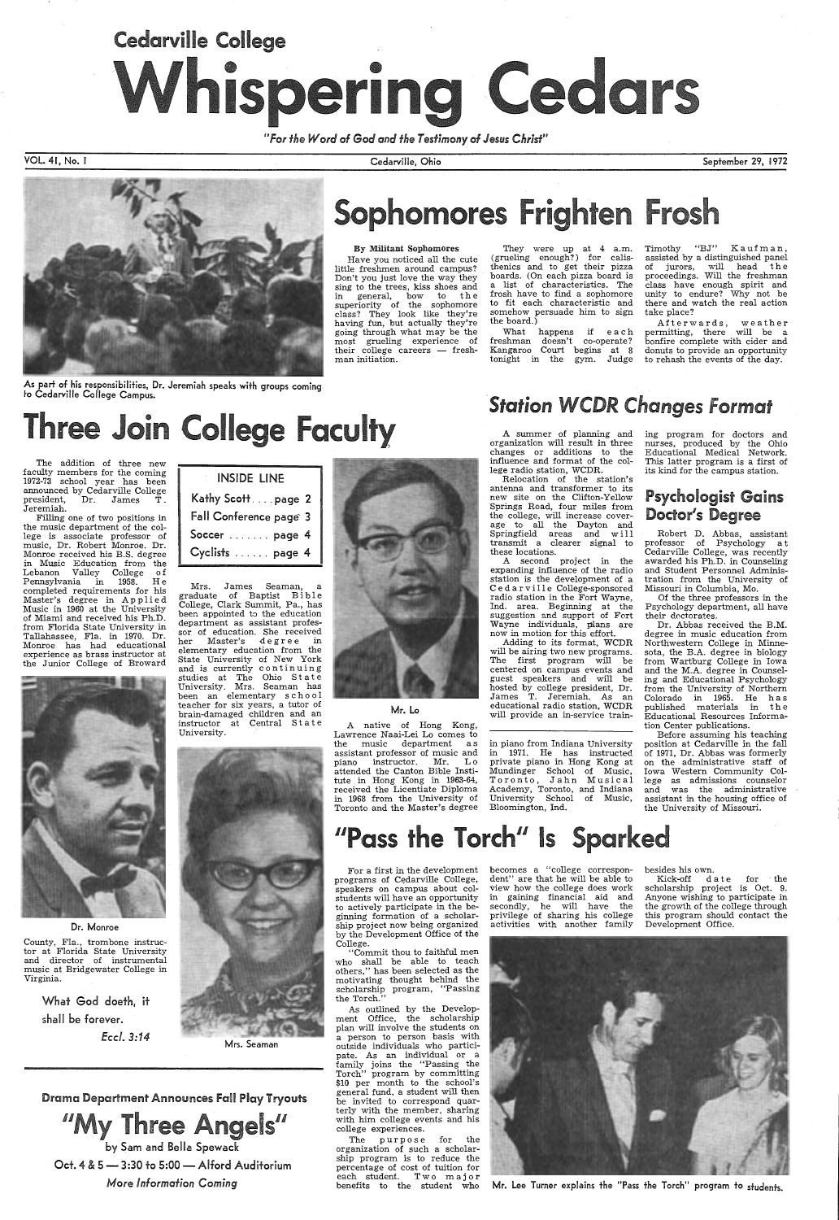# Cedarville College Whispering Cedars

*"For the Word of God and the Testimony of Jesus Christ"*

VOL. 41, No. 1 — Cedarville, Ohio — September 29, 1972

As part of his responsibilities, Dr. Jeremiah speaks with groups coming to Cedarville College Campus.

## Sophomores Frighten Frosh

**By Militant Sophomores**

Have you noticed all the cute little freshmen around campus? Don't you just love the way they sing to the trees, kiss shoes and in general, bow to the superiority of the sophomore class? They look like they're having fun, but actually they're going through what may be the most grueling experience of their college careers — freshman initiation.

They were up at 4 a.m. (grueling enough?) for calisthenics and to get their pizza boards. (On each pizza board is a list of characteristics. The frosh have to find a sophomore to fit each characteristic and somehow persuade him to sign the board.)

What happens if each freshman doesn't co-operate? Kangaroo Court begins at 8 tonight in the gym. Judge Timothy "BJ" Kaufman, assisted by a distinguished panel of jurors, will head the proceedings. Will the freshman class have enough spirit and unity to endure? Why not be there and watch the real action take place?

Afterwards, weather permitting, there will be a bonfire complete with cider and donuts to provide an opportunity to rehash the events of the day.

## Three Join College Faculty

The addition of three new faculty members for the coming 1972-73 school year has been announced by Cedarville College president, Dr. James T. Jeremiah.

Filling one of two positions in the music department of the college is associate professor of music, Dr. Robert Monroe. Dr. Monroe received his B.S. degree in Music Education from the Lebanon Valley College of Pennsylvania in 1958. He completed requirements for his Master's degree in Applied Music in 1960 at the University of Miami and received his Ph.D. from Florida State University in Tallahassee, Fla. in 1970. Dr. Monroe has had educational experience as brass instructor at the Junior College of Broward County, Fla., trombone instructor at Florida State University and director of instrumental music at Bridgewater College in Virginia.

Dr. Monroe

| INSIDE LINE | |
|---|---|
| Kathy Scott | page 2 |
| Fall Conference | page 3 |
| Soccer | page 4 |
| Cyclists | page 4 |

Mrs. James Seaman, a graduate of Baptist Bible College, Clark Summit, Pa., has been appointed to the education department as assistant professor of education. She received her Master's degree in elementary education from the State University of New York and is currently continuing studies at The Ohio State University. Mrs. Seaman has been an elementary school teacher for six years, a tutor of brain-damaged children and an instructor at Central State University.

Mrs. Seaman

Mr. Lo

A native of Hong Kong, Lawrence Naai-Lei Lo comes to the music department as assistant professor of music and piano instructor. Mr. Lo attended the Canton Bible Institute in Hong Kong in 1963-64, received the Licentiate Diploma in 1968 from the University of Toronto and the Master's degree in piano from Indiana University in 1971. He has instructed private piano in Hong Kong at Mundinger School of Music, Toronto, Jahn Musical Academy, Toronto, and Indiana University School of Music, Bloomington, Ind.

What God doeth, it shall be forever.

*Eccl. 3:14*

## Station WCDR Changes Format

A summer of planning and organization will result in three changes or additions to the influence and format of the college radio station, WCDR.

Relocation of the station's antenna and transformer to its new site on the Clifton-Yellow Springs Road, four miles from the college, will increase coverage to all the Dayton and Springfield areas and will transmit a clearer signal to these locations.

A second project in the expanding influence of the radio station is the development of a Cedarville College-sponsored radio station in the Fort Wayne, Ind. area. Beginning at the suggestion and support of Fort Wayne individuals, plans are now in motion for this effort.

Adding to its format, WCDR will be airing two new programs. The first program will be centered on campus events and guest speakers and will be hosted by college president, Dr. James T. Jeremiah. As an educational radio station, WCDR will provide an in-service training program for doctors and nurses, produced by the Ohio Educational Medical Network. This latter program is a first of its kind for the campus station.

## Psychologist Gains Doctor's Degree

Robert D. Abbas, assistant professor of Psychology at Cedarville College, was recently awarded his Ph.D. in Counseling and Student Personnel Administration from the University of Missouri in Columbia, Mo.

Of the three professors in the Psychology department, all have their doctorates.

Dr. Abbas received the B.M. degree in music education from Northwestern College in Minnesota, the B.A. degree in biology from Wartburg College in Iowa and the M.A. degree in Counseling and Educational Psychology from the University of Northern Colorado in 1965. He has published materials in the Educational Resources Information Center publications.

Before assuming his teaching position at Cedarville in the fall of 1971, Dr. Abbas was formerly on the administrative staff of Iowa Western Community College as admissions counselor and was the administrative assistant in the housing office of the University of Missouri.

## "Pass the Torch" Is Sparked

For a first in the development programs of Cedarville College, speakers on campus about college students will have an opportunity to actively participate in the beginning formation of a scholarship project now being organized by the Development Office of the College.

"Commit thou to faithful men who shall be able to teach others," has been selected as the motivating thought behind the scholarship program, "Passing the Torch."

As outlined by the Development Office, the scholarship plan will involve the students on a person to person basis with outside individuals who participate. As an individual or a family joins the "Passing the Torch" program by committing $10 per month to the school's general fund, a student will then be invited to correspond quarterly with the member, sharing with him college events and his college experiences.

The purpose for the organization of such a scholarship program is to reduce the percentage of cost of tuition for each student. Two major benefits to the student who becomes a "college correspondent" are that he will be able to view how the college does work in gaining financial aid and secondly, he will have the privilege of sharing his college activities with another family besides his own.

Kick-off date for the scholarship project is Oct. 9. Anyone wishing to participate in the growth of the college through this program should contact the Development Office.

Mr. Lee Turner explains the "Pass the Torch" program to students.

**Drama Department Announces Fall Play Tryouts**

## "My Three Angels"

by Sam and Bella Spewack

Oct. 4 & 5 — 3:30 to 5:00 — Alford Auditorium

*More Information Coming*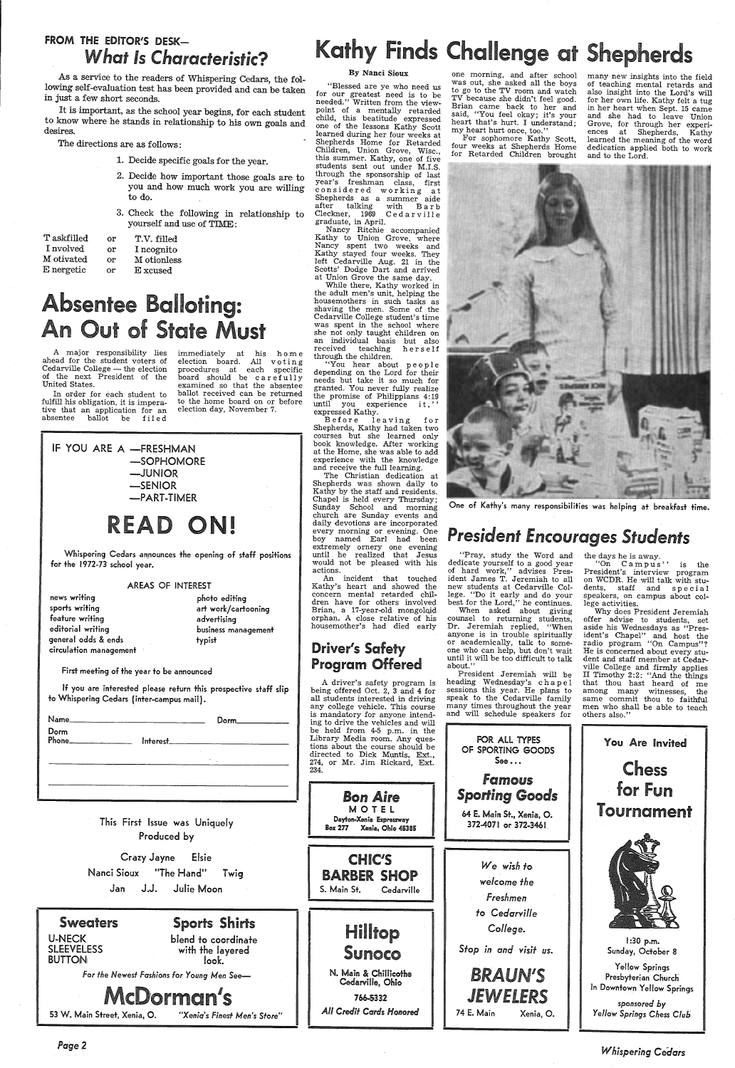## FROM THE EDITOR'S DESK—

# *What Is Characteristic?*

As a service to the readers of Whispering Cedars, the following self-evaluation test has been provided and can be taken in just a few short seconds.

It is important, as the school year begins, for each student to know where he stands in relationship to his own goals and desires.

The directions are as follows:

1. Decide specific goals for the year.
2. Decide how important those goals are to you and how much work you are willing to do.
3. Check the following in relationship to yourself and use of TIME:

| | | |
|---|---|---|
| T askfilled | or | T.V. filled |
| I nvolved | or | I ncognito |
| M otivated | or | M otionless |
| E nergetic | or | E xcused |

# Absentee Balloting: An Out of State Must

A major responsibility lies ahead for the student voters of Cedarville College — the election of the next President of the United States.

In order for each student to fulfill his obligation, it is imperative that an application for an absentee ballot be filed immediately at his home election board. All voting procedures at each specific board should be carefully examined so that the absentee ballot received can be returned to the home board on or before election day, November 7.

IF YOU ARE A —FRESHMAN
—SOPHOMORE
—JUNIOR
—SENIOR
—PART-TIMER

# READ ON!

Whispering Cedars announces the opening of staff positions for the 1972-73 school year.

AREAS OF INTEREST

| | |
|---|---|
| news writing | photo editing |
| sports writing | art work/cartooning |
| feature writing | advertising |
| editorial writing | business management |
| general odds & ends | typist |
| circulation management | |

First meeting of the year to be announced

If you are interested please return this prospective staff slip to Whispering Cedars (inter-campus mail).

Name_______________ Dorm_______________
Dorm
Phone_______________ Interest_______________

This First Issue was Uniquely Produced by

Crazy Jayne Elsie
Nanci Sioux "The Hand" Twig
Jan J.J. Julie Moon

**Sweaters**
U-NECK
SLEEVELESS
BUTTON

**Sports Shirts**
blend to coordinate with the layered look.

*For the Newest Fashions for Young Men See—*

**McDorman's**

53 W. Main Street, Xenia, O. *"Xenia's Finest Men's Store"*

# Kathy Finds Challenge at Shepherds

**By Nanci Sioux**

"Blessed are ye who need us for our greatest need is to be needed." Written from the viewpoint of a mentally retarded child, this beatitude expressed one of the lessons Kathy Scott learned during her four weeks at Shepherds Home for Retarded Children, Union Grove, Wisc., this summer. Kathy, one of five students sent out under M.I.S. through the sponsorship of last year's freshman class, first considered working at Shepherds as a summer aide after talking with Barb Cleckner, 1969 Cedarville graduate, in April.

Nancy Ritchie accompanied Kathy to Union Grove, where Nancy spent two weeks and Kathy stayed four weeks. They left Cedarville Aug. 21 in the Scotts' Dodge Dart and arrived at Union Grove the same day.

While there, Kathy worked in the adult men's unit, helping the housemothers in such tasks as shaving the men. Some of the Cedarville College student's time was spent in the school where she not only taught children on an individual basis but also received teaching herself through the children.

"You hear about people depending on the Lord for their needs but take it so much for granted. You never fully realize the promise of Philippians 4:19 until you experience it," expressed Kathy.

Before leaving for Shepherds, Kathy had taken two courses but she learned only book knowledge. After working at the Home, she was able to add experience with the knowledge and receive the full learning.

The Christian dedication at Shepherds was shown daily to Kathy by the staff and residents. Chapel is held every Thursday; Sunday School and morning church are Sunday events and daily devotions are incorporated every morning or evening. One boy named Earl had been extremely ornery one evening until he realized that Jesus would not be pleased with his actions.

An incident that touched Kathy's heart and showed the concern mental retarded children have for others involved Brian, a 17-year-old mongoloid orphan. A close relative of his housemother's had died early one morning, and after school was out, she asked all the boys to go to the TV room and watch TV because she didn't feel good. Brian came back to her and said, "You feel okay; it's your heart that's hurt. I understand; my heart hurt once, too."

For sophomore Kathy Scott, four weeks at Shepherds Home for Retarded Children brought many new insights into the field of teaching mental retards and also insight into the Lord's will for her own life. Kathy felt a tug in her heart when Sept. 15 came and she had to leave Union Grove, for through her experiences at Shepherds, Kathy learned the meaning of the word dedication applied both to work and to the Lord.

One of Kathy's many responsibilities was helping at breakfast time.

## Driver's Safety Program Offered

A driver's safety program is being offered Oct. 2, 3 and 4 for all students interested in driving any college vehicle. This course is mandatory for anyone intending to drive the vehicles and will be held from 4-5 p.m. in the Library Media room. Any questions about the course should be directed to Dick Muntis, Ext., 274, or Mr. Jim Rickard, Ext. 234.

# *President Encourages Students*

"Pray, study the Word and dedicate yourself to a good year of hard work," advises President James T. Jeremiah to all new students at Cedarville College. "Do it early and do your best for the Lord," he continues.

When asked about giving counsel to returning students, Dr. Jeremiah replied, "When anyone is in trouble spiritually or academically, talk to someone who can help, but don't wait until it will be too difficult to talk about."

President Jeremiah will be heading Wednesday's chapel sessions this year. He plans to speak to the Cedarville family many times throughout the year and will schedule speakers for the days he is away.

"On Campus" is the President's interview program on WCDR. He will talk with students, staff and special speakers, on campus about college activities.

Why does President Jeremiah offer advise to students, set aside his Wednesdays as "President's Chapel" and host the radio program "On Campus"? He is concerned about every student and staff member at Cedarville College and firmly applies II Timothy 2:2: "And the things that thou hast heard of me among many witnesses, the same commit thou to faithful men who shall be able to teach others also."

**Bon Aire**
MOTEL
Dayton-Xenia Expressway
Box 277 Xenia, Ohio 45385

**CHIC'S BARBER SHOP**
S. Main St. Cedarville

**Hilltop Sunoco**
N. Main & Chillicothe
Cedarville, Ohio
766-5332
*All Credit Cards Honored*

FOR ALL TYPES OF SPORTING GOODS
See . . .
***Famous Sporting Goods***
64 E. Main St., Xenia, O.
372-4071 or 372-3461

*We wish to welcome the Freshmen to Cedarville College.*

*Stop in and visit us.*

***BRAUN'S JEWELERS***
74 E. Main Xenia, O.

**You Are Invited**

**Chess for Fun Tournament**

1:30 p.m.
Sunday, October 8

Yellow Springs Presbyterian Church
In Downtown Yellow Springs

*sponsored by Yellow Springs Chess Club*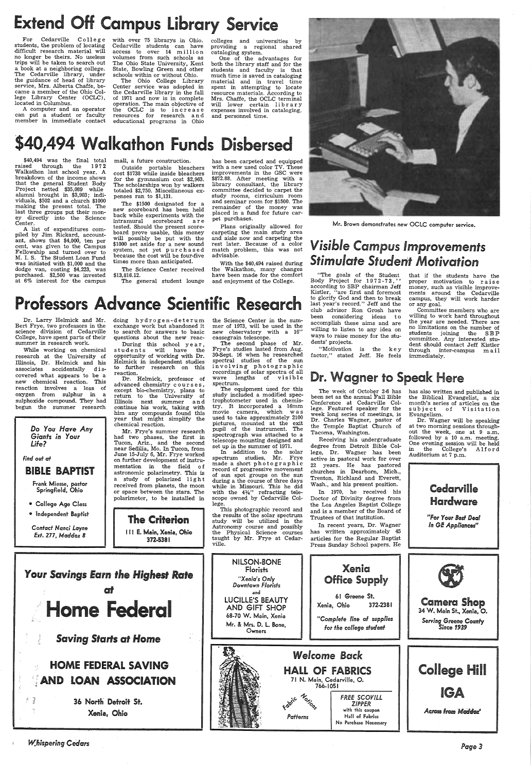# Extend Off Campus Library Service

For Cedarville College students, the problem of locating difficult research material will no longer be theirs. No useless trips will be taken to search out a book at a neighboring college. The Cedarville library, under the guidance of head of library service, Mrs. Alberta Chaffe, became a member of the Ohio College Library Center (OCLC), located in Columbus.

A computer and an operator can put a student or faculty member in immediate contact with over 75 librarys in Ohio. Cedarville students can have access to over 14 million volumes from such schools as The Ohio State University, Kent State, Bowling Green and other schools within or without Ohio.

The Ohio College Library Center service was adopted in the Cedarville library in the fall of 1971 and now is in complete operation. The main objective of the OCLC is to increase resources for research and educational programs in Ohio colleges and universities by providing a regional shared cataloging system.

One of the advantages for both the library staff and for the students and faculty is that much time is saved in cataloging material and in travel time spent in attempting to locate resource materials. According to Mrs. Chaffe, the OCLC terminal will lower certain library expenses involved in cataloging, and personnel time.

Mr. Brown demonstrates new OCLC computer service.

# $40,494 Walkathon Funds Disbersed

$40,494 was the final total raised through the 1972 Walkathon last school year. A breakdown of the income shows that the general Student Body Project netted $35,089 while alumni brought in $3,903; individuals, $502 and a church $1000 making the present total. The last three groups put their money directly into the Science Center.

A list of expenditures compiled by Jim Rickard, accountant, shows that $4,000, ten per cent, was given to the Campus Fellowship and turned over to M. I. S. The Student Loan Fund was initiated with $1,000 and the dodge van, costing $4,223, was purchased. $2,500 was invested at 6% interest for the campus mall, a future construction.

Outside portable bleachers cost $1738 while inside bleachers for the gymnasium cost $2,963. The scholarships won by walkers totaled $2,750. Miscellaneous expenses ran to $1,131.

The $1500 designated for a new scoreboard has been held back while experiments with the intramural scoreboard are tested. Should the present scoreboard prove usable, this money will possibly be put with the $1000 set aside for a new sound system, not yet purchased because the cost will be four-five times more than anticipated.

The Science Center received $13,816.12.

The general student lounge has been carpeted and equipped with a new used color TV. These improvements in the GSC were $872.88. After meeting with a library consultant, the library committee decided to carpet the study rooms, cirriculum room and seminar room for $1500. The remainder of the money was placed in a fund for future carpet purchases.

Plans originally allowed for carpeting the main study area and aisle now and carpeting the rest later. Because of a color match problem, this was not advisable.

With the $40,494 raised during the Walkathon, many changes have been made for the comfort and enjoyment of the College.

# Visible Campus Improvements Stimulate Student Motivation

"The goals of the Student Body Project for 1972-73," according to SBP chairman Jeff Kistler, "are first and foremost to glorify God and then to break last year's record." Jeff and the club advisor Ron Grosh have been considering ideas to accomplish these aims and are willing to listen to any idea on ways to raise money for the students' projects.

"Motivation is the key factor," stated Jeff. He feels that if the students have the proper motivation to raise money, such as visible improvements around the Cedarville campus, they will work harder or any goal.

Committee members who are willing to work hard throughout the year are needed. There are no limitations on the number of students joining the SBP committee. Any interested student should contact Jeff Kistler through inter-campus mail immediately.

# Professors Advance Scientific Research

Dr. Larry Helmick and Mr. Bert Frye, two professors in the science division of Cedarville College, have spent parts of their summer in research work.

While working on chemical research at the University of Illinois, Dr. Helmick and his associates accidentally discovered what appears to be a new chemical reaction. This reaction involves a loss of oxygen from sulphur in a sulphoxide compound. They had begun the summer research doing hydrogen-deterum exchange work but abandoned it to search for answers to basic questions about the new reaction.

During this school year, students will have the opportunity of working with Dr. Helmick in independent studies to further research on this reaction.

Dr. Helmick, professor of advanced chemistry courses, except bio-chemistry, plans to return to the University of Illinois next summer and continue his work, taking with him any compounds found this year that might simplify the chemical reaction.

Mr. Frye's summer research had two phases, the first in Tucon, Ariz., and the second near Sedilia, Mo. In Tucon, from June 15-July 6, Mr. Frye worked on further development of instrumentation in the field of astronomic polarimetry. This is a study of polarized light received from planets, the moon or space between the stars. The polarimeter, to be installed in the Science Center in the summer of 1973, will be used in the new observatory with a 16" cassegrain telescope.

The second phase of Mr. Frye's studies lasted from Aug. 30-Sept. 16 when he researched spectral studies of the sun involving photographic recordings of solar spectra of all wave lengths of visible spectrum.

The equipment used for this study included a modified spectrophotometer used in chemistry. It incorporated a 16mm movie camera, which was used to take approximately 2100 pictures, mounted at the exit pupil of the instrument. The spectrograph was attached to a telescope mounting designed and set up in the summer of 1971.

In addition to the solar spectrum studies, Mr. Frye made a short photographic record of progressive movement of sun spot groups on the sun during a the course of three days while in Missouri. This he did with the 4¼" refracting telescope owned by Cedarville College.

This photographic record and the results of the solar spectrum study will be utilized in the Astronomy course and possibly the Physical Science courses taught by Mr. Frye at Cedarville.

# Dr. Wagner to Speak Here

The week of October 2-6 has been set as the annual Fall Bible Conference at Cedarville College. Featured speaker for the week long series of meetings, is Dr. Charles Wagner, pastor of the Temple Baptist Church of Tacoma, Washington.

Receiving his undergraduate degree from Detroit Bible College, Dr. Wagner has been active in pastoral work for over 22 years. He has pastored churches in Dearborn, Mich., Trenton, Richland and Everett, Wash., and his present position.

In 1970, he received his Doctor of Divinity degree from the Los Angeles Baptist College and is a member of the Board of Trustees of that institution.

In recent years, Dr. Wagner has written approximately 45 articles for the Regular Baptist Press Sunday School papers. He has also written and published in the Biblical Evangelist, a six month's series of articles on the subject of Visitation Evangelism.

Dr. Wagner will be speaking at two morning sessions throughout the week, one at 9 a.m. followed by a 10 a.m. meeting. One evening session will be held in the College's Alford Auditorium at 7 p.m.

---

*Do You Have Any Giants in Your Life?*

*find out at*

**BIBLE BAPTIST**

Frank Miesse, pastor
Springfield, Ohio

- College Age Class
- Independent Baptist

*Contact Nanci Layne Ext. 277, Maddox 8*

---

**The Criterion**
111 E. Main, Xenia, Ohio
372-5381

---

**Cedarville Hardware**

*"For Your Best Deal In GE Appliances"*

---

***Your Savings Earn the Highest Rate at***

**Home Federal**

***Saving Starts at Home***

**HOME FEDERAL SAVING AND LOAN ASSOCIATION**

36 North Detroit St.
Xenia, Ohio

---

**NILSON-BONE Florists**

*"Xenia's Only Downtown Florists"*

and

**LUCILLE'S BEAUTY AND GIFT SHOP**
68-70 W. Main, Xenia
Mr. & Mrs. D. L. Bone, Owners

---

**Xenia Office Supply**

61 Greene St.
Xenia, Ohio 372-2381

*"Complete line of supplies for the college student"*

---

**Camera Shop**
34 W. Main St., Xenia, O.

*Serving Greene County Since 1939*

---

*Welcome Back*

**HALL OF FABRICS**
71 N. Main, Cedarville, O.
766-1051

Fabric Notions Patterns

**FREE SCOVILL ZIPPER**
with this coupon
Hall of Fabrics
No Purchase Necessary

---

**College Hill IGA**

*Across from Maddox*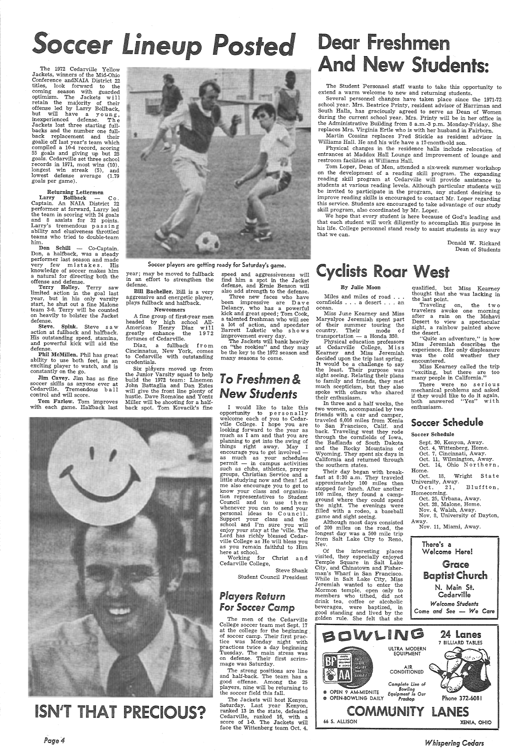# Soccer Lineup Posted

The 1972 Cedarville Yellow Jackets, winners of the Mid-Ohio Conference andNAIA District 22 titles, look forward to the coming season with guarded optimism. The Jackets will retain the majority of their offense led by Larry Bollback, but will have a young, inexperienced defense. The Jackets lost three starting fullbacks and the number one fullback replacement and their goalie off last year's team which compiled a 10-4 record, scoring 55 goals and giving up but 25 goals. Cedarville set three school records in 1971, most wins (10), longest win streak (5), and lowest defense average (1.79 goals per game).

**Returning Lettermen**

**Larry Bollback** — Co. Captain. An NAIA District 22 performer at forward, Larry led the team in scoring with 24 goals and 8 assists for 32 points. Larry's tremendous passing ability and elusiveness throttled teams who tried to double-team him.

**Don Schill** — Co-Captain. Don, a halfback, was a steady performer last season and made very few mistakes. His knowledge of soccer makes him a natural for directing both the offense and defense.

**Terry Holley.** Terry saw limited action in the goal last year, but in his only varsity start, he shut out a fine Malone team 3-0. Terry will be counted on heavily to bolster the Jacket defense.

**Steve. Spink.** Steve saw action at fullback and halfback. His outstanding speed, stamina, and powerful kick will aid the defense.

**Phil McMillen.** Phil has great ability to use both feet, is an exciting player to watch, and is constantly on the go.

**Jim Cavey.** Jim has as fine soccer skills as anyone ever at Cedarville. Tremendous ball control and will score.

**Tom Farlow.** Tom improves with each game. Halfback last year; may be moved to fullback in an effort to strengthen the defense.

**Bill Bacheller.** Bill is a very aggressive and energetic player, plays fullback and halfback.

**Newcomers**

A fine group of first-year men headed by high school All-American Henry Diaz will greatly enhance the 1972 fortunes of Cedarville.

Diaz, a fullback from Cincinnatus, New York, comes to Cedarville with outstanding credentials.

Six players moved up from the Junior Varsity squad to help build the 1972 team: Linemen John Battaglia and Dan Estes will give the front line plenty of hustle. Dave Romaine and Yontz Miller will be shooting for a halfback spot. Tom Kovacik's fine speed and aggressiveness will find him a spot in the Jacket defense, and Ernie Benson will also add strength to the defense.

Three new faces who have been impressive are Dave Delancy, who has a powerful kick and great speed; Tom Cook, a talented freshman who will see a lot of action, and speedster Barrett Luketic who shows improvement every day.

The Jackets will bank heavily on "the rookies" and they may be the key to the 1972 season and many seasons to come.

Soccer players are getting ready for Saturday's game.

ISN'T THAT PRECIOUS?

# To Freshmen & New Students

I would like to take this opportunity to personally welcome each of you to Cedarville College. I hope you are looking forward to the year as much as I am and that you are planning to get into the swing of things right away. May I encourage you to get involved — as much as your schedules permit — in campus activities such as clubs, athletics, prayer groups, Christian Service and a little studying now and then! Let me also encourage you to get to know your class and organization representatives to Student Council and to use them whenever you can to send your personal ideas to Council. Support your class and the school and I'm sure you will enjoy your stay at the 'ville. The Lord has richly blessed Cedarville College as He will bless you as you remain faithful to Him here at school.

Working for Christ and Cedarville College,

Steve Shank
Student Council President

## Players Return For Soccer Camp

The men of the Cedarville College soccer team met Sept. 17 at the college for the beginning of soccer camp. Their first practice was Monday night with practices twice a day beginning Tuesday. The main stress was on defense. Their first scrimmage was Saturday.

The strong positions are line and half-back. The team has a good offense. Among the 25 players, nine will be returning to the soccer field this fall.

The Jackets will host Kenyon Saturday. Last year Kenyon, ranked 13 in the state, defeated Cedarville, ranked 16, with a score of 1-0. The Jackets will face the Wittenberg team Oct. 4.

# Dear Freshmen And New Students:

The Student Personnel staff wants to take this opportunity to extend a warm welcome to new and returning students.

Several personnel changes have taken place since the 1971-72 school year. Mrs. Beatrice Printy, resident advisor of Harriman and South Halls, has graciously agreed to serve as Dean of Women during the current school year. Mrs. Printy will be in her office in the Administrative Building from 8 a.m.-3 p.m. Monday-Friday. She replaces Mrs. Virginia Ertle who is with her husband in Fairborn.

Martin Cossins replaces Fred Stickle as resident advisor in Williams Hall. He and his wife have a 17-month-old son.

Physical changes in the residence halls include relocation of entrances at Maddox Hall Lounge and improvement of lounge and restroom facilities at Williams Hall.

Tom Loper, Dean of Men, attended a six-week summer workshop on the development of a reading skill program. The expanding reading skill program at Cedarville will provide assistance to students at various reading levels. Although particular students will be invited to participate in the program, any student desiring to improve reading skills is encouraged to contact Mr. Loper regarding this service. Students are encouraged to take advantage of our study skill program, also coordinated by Mr. Loper.

We hope that every student is here because of God's leading and that each student will work diligently to accomplish His purpose in his life. College personnel stand ready to assist students in any way that we can.

Donald W. Rickard
Dean of Students

# Cyclists Roar West

By Julie Moon

Miles and miles of road . . . cornfields . . . a desert . . . an ocean.

Miss June Kearney and Miss Maryalyce Jeremiah spent part of their summer touring the country. Their mode of transportation — a Honda 350.

Physical education professors at Cedarville College, Miss Kearney and Miss Jeremiah decided upon the trip last spring. It would be a challenge to say the least. Their purpose was sight seeing. Relating their plans to family and friends, they met much scepticism, but they also spoke with others who shared their enthusiasm.

In three and a half weeks, the two women, accompanied by two friends with a car and camper, traveled 6,016 miles from Xenia to San Francisco, Calif. and back. Traveling west they rode through the cornfields of Iowa, the Badlands of South Dakota and the Rocky Mountains of Wyoming. They spent six days in California and returned through the southern states.

Their day began with breakfast at 8:30 a.m. They traveled approximately 100 miles then stopped for lunch. After another 100 miles, they found a campground where they could spend the night. The evenings were filled with a rodeo, a baseball game and sight seeing.

Although most days consisted of 200 miles on the road, the longest day was a 500 mile trip from Salt Lake City to Reno, Nev.

Of the interesting places visited, they especially enjoyed Temple Square in Salt Lake City, and Chinatown and Fisherman's Wharf in San Francisco. While in Salt Lake City, Miss Jeremiah wanted to enter the Mormon temple, open only to members who tithed, did not drink tea, coffee or alcoholic beverages, were baptized, in good standing and lived by the golden rule. She felt that she qualified, but Miss Kearney thought that she was lacking in the last point.

Traveling on, the two travelers awoke one morning after a rain on the Mohavi Desert to view a spectacular sight, a rainbow painted above the desert.

"Quite an adventure," is how Miss Jeremiah describes the experience. Her only displeasure was the cold weather they encountered.

Miss Kearney called the trip "exciting, but there are too many people in California."

There were no serious mechanical problems and asked if they would like to do it again, both answered "Yes" with enthusiasm.

# Soccer Schedule

**Soccer Schedule**

Sept. 30, Kenyon, Away.
Oct. 4, Wittenberg, Home.
Oct. 7, Cincinnati, Away.
Oct. 11, Wilmington, Away.
Oct. 14, Ohio Northern, Home.
Oct. 18, Wright State University, Away.
Oct. 21, Bluffton, Homecoming.
Oct. 25, Urbana, Away.
Oct. 28, Malone, Home.
Nov. 4, Walsh, Away.
Nov. 8, University of Dayton, Away.
Nov. 11, Miami, Away.

There's a Welcome Here!
**Grace Baptist Church**
N. Main St.
Cedarville
*Welcome Students*
*Come and See — We Care*

**BOWLING**
24 Lanes
7 BILLIARD TABLES
ULTRA MODERN EQUIPMENT
AIR CONDITIONED
*Complete Line of Bowling Equipment in Our Proshop*
● OPEN 9 AM-MIDNITE
● OPEN-BOWLING DAILY
Phone 372-6081
**COMMUNITY LANES**
66 S. ALLISON — XENIA, OHIO